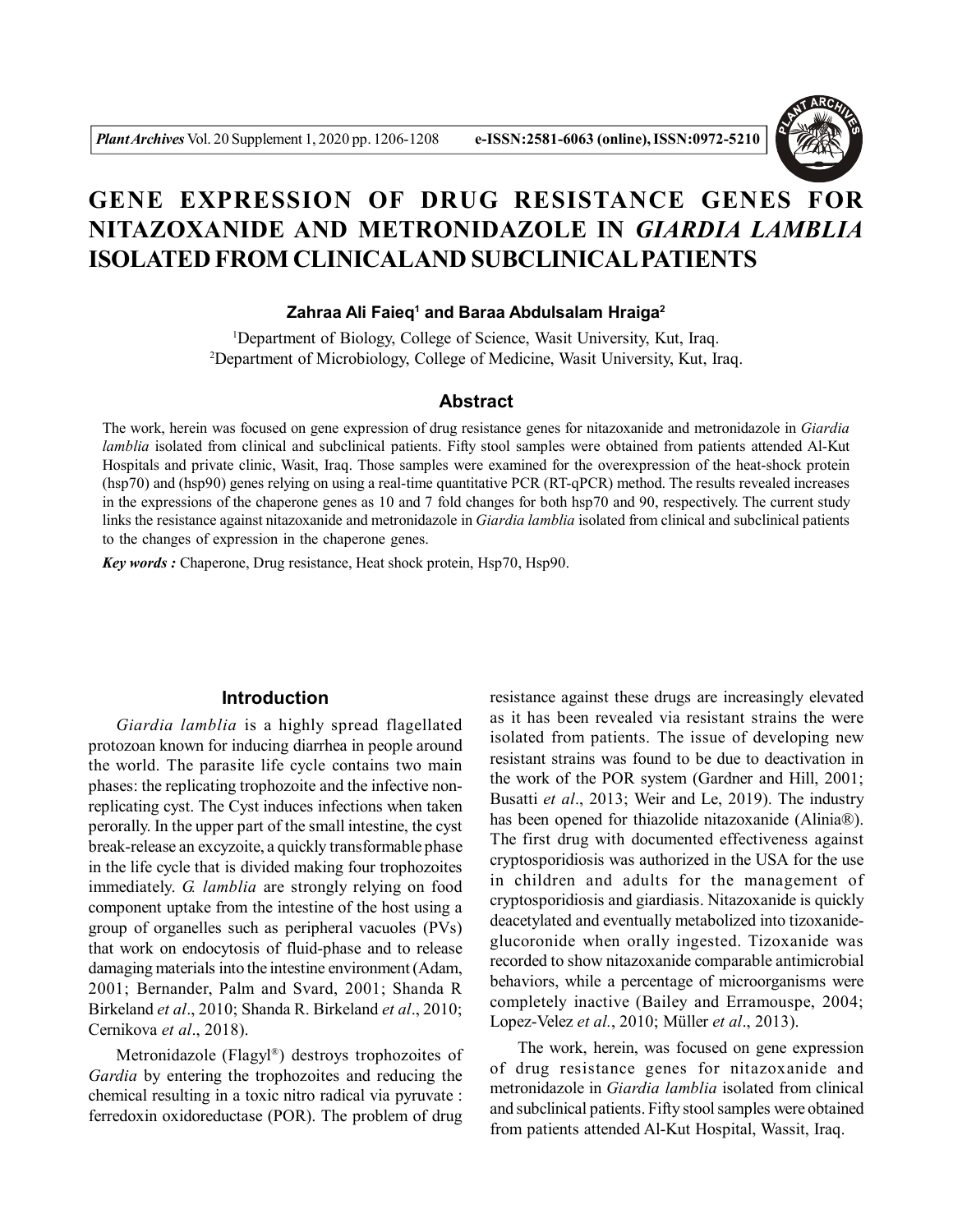# GENE EXPRESSION OF DRUG RESISTANCE GENES FOR NITAZOXANIDE AND METRONIDAZOLE IN *GIARDIA LAMBLIA* ISOLATED FROM CLINICALAND SUBCLINICAL PATIENTS

**Zahraa Ali Faieq[1] and Baraa Abdulsalam Hraiga[2]**

[1]Department of Biology, College of Science, Wasit University, Kut, Iraq.
[2]Department of Microbiology, College of Medicine, Wasit University, Kut, Iraq.

## Abstract

The work, herein was focused on gene expression of drug resistance genes for nitazoxanide and metronidazole in *Giardia lamblia* isolated from clinical and subclinical patients. Fifty stool samples were obtained from patients attended Al-Kut Hospitals and private clinic, Wasit, Iraq. Those samples were examined for the overexpression of the heat-shock protein (hsp70) and (hsp90) genes relying on using a real-time quantitative PCR (RT-qPCR) method. The results revealed increases in the expressions of the chaperone genes as 10 and 7 fold changes for both hsp70 and 90, respectively. The current study links the resistance against nitazoxanide and metronidazole in *Giardia lamblia* isolated from clinical and subclinical patients to the changes of expression in the chaperone genes.

***Key words :*** Chaperone, Drug resistance, Heat shock protein, Hsp70, Hsp90.

## Introduction

*Giardia lamblia* is a highly spread flagellated protozoan known for inducing diarrhea in people around the world. The parasite life cycle contains two main phases: the replicating trophozoite and the infective non-replicating cyst. The Cyst induces infections when taken perorally. In the upper part of the small intestine, the cyst break-release an excyzoite, a quickly transformable phase in the life cycle that is divided making four trophozoites immediately. *G. lamblia* are strongly relying on food component uptake from the intestine of the host using a group of organelles such as peripheral vacuoles (PVs) that work on endocytosis of fluid-phase and to release damaging materials into the intestine environment (Adam, 2001; Bernander, Palm and Svard, 2001; Shanda R Birkeland *et al*., 2010; Shanda R. Birkeland *et al*., 2010; Cernikova *et al*., 2018).

Metronidazole (Flagyl®) destroys trophozoites of *Gardia* by entering the trophozoites and reducing the chemical resulting in a toxic nitro radical via pyruvate : ferredoxin oxidoreductase (POR). The problem of drug resistance against these drugs are increasingly elevated as it has been revealed via resistant strains the were isolated from patients. The issue of developing new resistant strains was found to be due to deactivation in the work of the POR system (Gardner and Hill, 2001; Busatti *et al*., 2013; Weir and Le, 2019). The industry has been opened for thiazolide nitazoxanide (Alinia®). The first drug with documented effectiveness against cryptosporidiosis was authorized in the USA for the use in children and adults for the management of cryptosporidiosis and giardiasis. Nitazoxanide is quickly deacetylated and eventually metabolized into tizoxanide-glucoronide when orally ingested. Tizoxanide was recorded to show nitazoxanide comparable antimicrobial behaviors, while a percentage of microorganisms were completely inactive (Bailey and Erramouspe, 2004; Lopez-Velez *et al*., 2010; Müller *et al*., 2013).

The work, herein, was focused on gene expression of drug resistance genes for nitazoxanide and metronidazole in *Giardia lamblia* isolated from clinical and subclinical patients. Fifty stool samples were obtained from patients attended Al-Kut Hospital, Wassit, Iraq.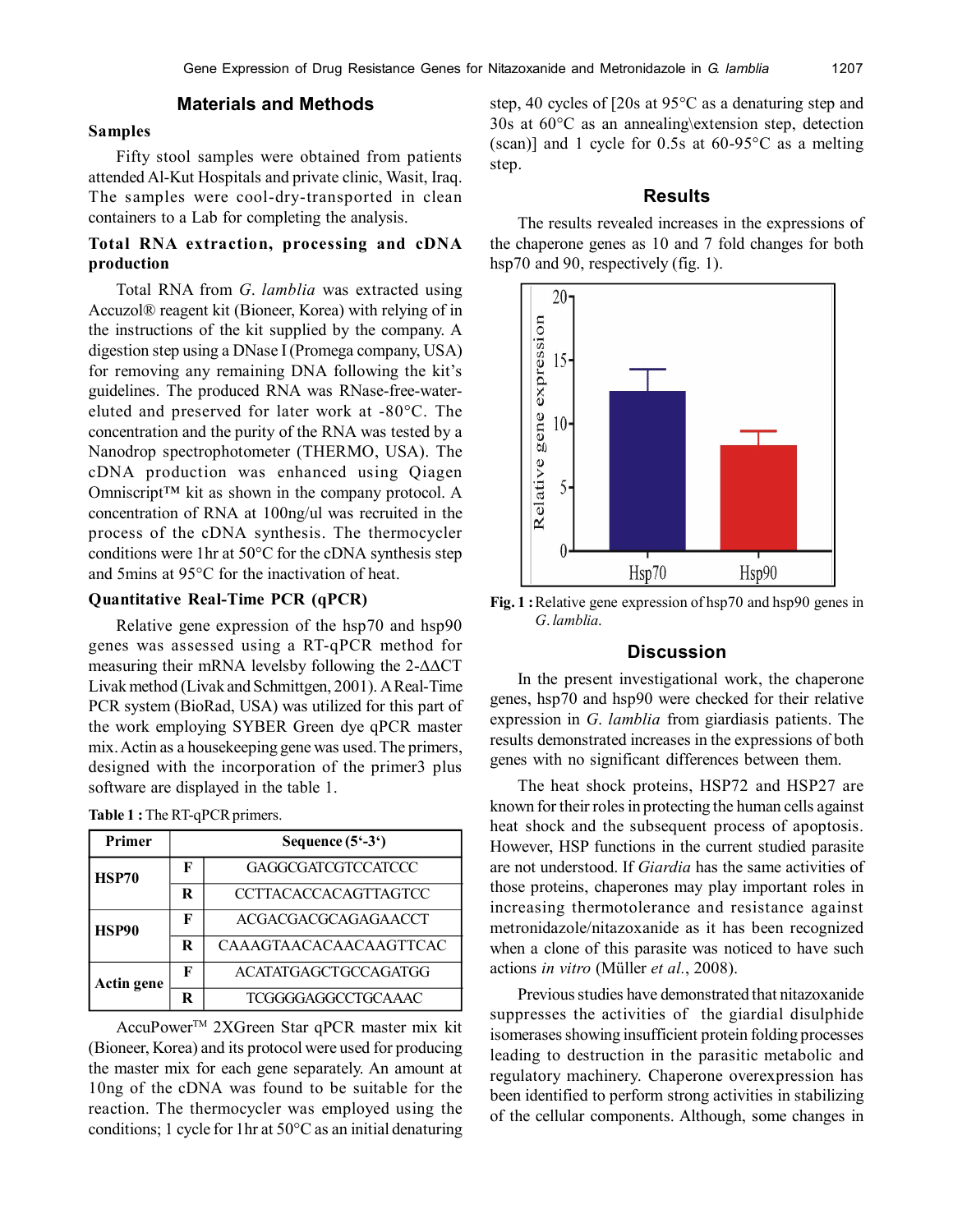## Materials and Methods

### Samples

Fifty stool samples were obtained from patients attended Al-Kut Hospitals and private clinic, Wasit, Iraq. The samples were cool-dry-transported in clean containers to a Lab for completing the analysis.

### Total RNA extraction, processing and cDNA production

Total RNA from *G. lamblia* was extracted using Accuzol® reagent kit (Bioneer, Korea) with relying of in the instructions of the kit supplied by the company. A digestion step using a DNase I (Promega company, USA) for removing any remaining DNA following the kit's guidelines. The produced RNA was RNase-free-water-eluted and preserved for later work at -80°C. The concentration and the purity of the RNA was tested by a Nanodrop spectrophotometer (THERMO, USA). The cDNA production was enhanced using Qiagen Omniscript™ kit as shown in the company protocol. A concentration of RNA at 100ng/ul was recruited in the process of the cDNA synthesis. The thermocycler conditions were 1hr at 50°C for the cDNA synthesis step and 5mins at 95°C for the inactivation of heat.

### Quantitative Real-Time PCR (qPCR)

Relative gene expression of the hsp70 and hsp90 genes was assessed using a RT-qPCR method for measuring their mRNA levelsby following the 2-ΔΔCT Livak method (Livak and Schmittgen, 2001). A Real-Time PCR system (BioRad, USA) was utilized for this part of the work employing SYBER Green dye qPCR master mix. Actin as a housekeeping gene was used. The primers, designed with the incorporation of the primer3 plus software are displayed in the table 1.

**Table 1 :** The RT-qPCR primers.

| Primer | | Sequence (5'-3') |
|---|---|---|
| **HSP70** | **F** | GAGGCGATCGTCCATCCC |
| | **R** | CCTTACACCACAGTTAGTCC |
| **HSP90** | **F** | ACGACGACGCAGAGAACCT |
| | **R** | CAAAGTAACACAACAAGTTCAC |
| **Actin gene** | **F** | ACATATGAGCTGCCAGATGG |
| | **R** | TCGGGGAGGCCTGCAAAC |

AccuPower™ 2XGreen Star qPCR master mix kit (Bioneer, Korea) and its protocol were used for producing the master mix for each gene separately. An amount at 10ng of the cDNA was found to be suitable for the reaction. The thermocycler was employed using the conditions; 1 cycle for 1hr at 50°C as an initial denaturing step, 40 cycles of [20s at 95°C as a denaturing step and 30s at 60°C as an annealing\extension step, detection (scan)] and 1 cycle for 0.5s at 60-95°C as a melting step.

## Results

The results revealed increases in the expressions of the chaperone genes as 10 and 7 fold changes for both hsp70 and 90, respectively (fig. 1).

**Fig. 1 :** Relative gene expression of hsp70 and hsp90 genes in *G. lamblia*.

## Discussion

In the present investigational work, the chaperone genes, hsp70 and hsp90 were checked for their relative expression in *G. lamblia* from giardiasis patients. The results demonstrated increases in the expressions of both genes with no significant differences between them.

The heat shock proteins, HSP72 and HSP27 are known for their roles in protecting the human cells against heat shock and the subsequent process of apoptosis. However, HSP functions in the current studied parasite are not understood. If *Giardia* has the same activities of those proteins, chaperones may play important roles in increasing thermotolerance and resistance against metronidazole/nitazoxanide as it has been recognized when a clone of this parasite was noticed to have such actions *in vitro* (Müller *et al.*, 2008).

Previous studies have demonstrated that nitazoxanide suppresses the activities of the giardial disulphide isomerases showing insufficient protein folding processes leading to destruction in the parasitic metabolic and regulatory machinery. Chaperone overexpression has been identified to perform strong activities in stabilizing of the cellular components. Although, some changes in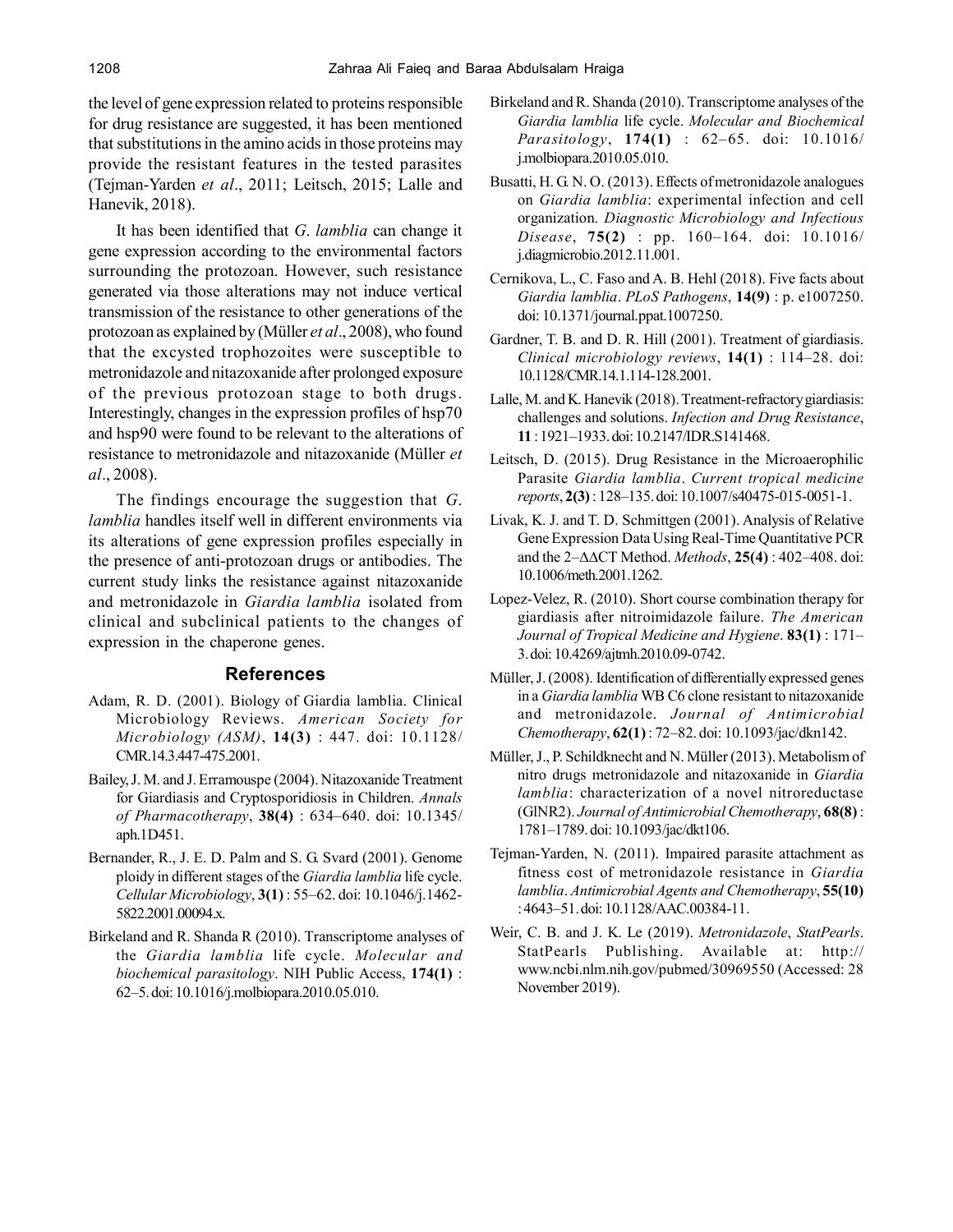the level of gene expression related to proteins responsible for drug resistance are suggested, it has been mentioned that substitutions in the amino acids in those proteins may provide the resistant features in the tested parasites (Tejman-Yarden *et al*., 2011; Leitsch, 2015; Lalle and Hanevik, 2018).

It has been identified that *G. lamblia* can change it gene expression according to the environmental factors surrounding the protozoan. However, such resistance generated via those alterations may not induce vertical transmission of the resistance to other generations of the protozoan as explained by (Müller *et al*., 2008), who found that the excysted trophozoites were susceptible to metronidazole and nitazoxanide after prolonged exposure of the previous protozoan stage to both drugs. Interestingly, changes in the expression profiles of hsp70 and hsp90 were found to be relevant to the alterations of resistance to metronidazole and nitazoxanide (Müller *et al*., 2008).

The findings encourage the suggestion that *G. lamblia* handles itself well in different environments via its alterations of gene expression profiles especially in the presence of anti-protozoan drugs or antibodies. The current study links the resistance against nitazoxanide and metronidazole in *Giardia lamblia* isolated from clinical and subclinical patients to the changes of expression in the chaperone genes.

## References

Adam, R. D. (2001). Biology of Giardia lamblia. Clinical Microbiology Reviews. *American Society for Microbiology (ASM)*, **14(3)** : 447. doi: 10.1128/CMR.14.3.447-475.2001.

Bailey, J. M. and J. Erramouspe (2004). Nitazoxanide Treatment for Giardiasis and Cryptosporidiosis in Children. *Annals of Pharmacotherapy*, **38(4)** : 634–640. doi: 10.1345/aph.1D451.

Bernander, R., J. E. D. Palm and S. G. Svard (2001). Genome ploidy in different stages of the *Giardia lamblia* life cycle. *Cellular Microbiology*, **3(1)** : 55–62. doi: 10.1046/j.1462-5822.2001.00094.x.

Birkeland and R. Shanda R (2010). Transcriptome analyses of the *Giardia lamblia* life cycle. *Molecular and biochemical parasitology*. NIH Public Access, **174(1)** : 62–5. doi: 10.1016/j.molbiopara.2010.05.010.

Birkeland and R. Shanda (2010). Transcriptome analyses of the *Giardia lamblia* life cycle. *Molecular and Biochemical Parasitology*, **174(1)** : 62–65. doi: 10.1016/j.molbiopara.2010.05.010.

Busatti, H. G. N. O. (2013). Effects of metronidazole analogues on *Giardia lamblia*: experimental infection and cell organization. *Diagnostic Microbiology and Infectious Disease*, **75(2)** : pp. 160–164. doi: 10.1016/j.diagmicrobio.2012.11.001.

Cernikova, L., C. Faso and A. B. Hehl (2018). Five facts about *Giardia lamblia*. *PLoS Pathogens*, **14(9)** : p. e1007250. doi: 10.1371/journal.ppat.1007250.

Gardner, T. B. and D. R. Hill (2001). Treatment of giardiasis. *Clinical microbiology reviews*, **14(1)** : 114–28. doi: 10.1128/CMR.14.1.114-128.2001.

Lalle, M. and K. Hanevik (2018). Treatment-refractory giardiasis: challenges and solutions. *Infection and Drug Resistance*, **11** : 1921–1933. doi: 10.2147/IDR.S141468.

Leitsch, D. (2015). Drug Resistance in the Microaerophilic Parasite *Giardia lamblia*. *Current tropical medicine reports*, **2(3)** : 128–135. doi: 10.1007/s40475-015-0051-1.

Livak, K. J. and T. D. Schmittgen (2001). Analysis of Relative Gene Expression Data Using Real-Time Quantitative PCR and the 2–ΔΔCT Method. *Methods*, **25(4)** : 402–408. doi: 10.1006/meth.2001.1262.

Lopez-Velez, R. (2010). Short course combination therapy for giardiasis after nitroimidazole failure. *The American Journal of Tropical Medicine and Hygiene*. **83(1)** : 171–3. doi: 10.4269/ajtmh.2010.09-0742.

Müller, J. (2008). Identification of differentially expressed genes in a *Giardia lamblia* WB C6 clone resistant to nitazoxanide and metronidazole. *Journal of Antimicrobial Chemotherapy*, **62(1)** : 72–82. doi: 10.1093/jac/dkn142.

Müller, J., P. Schildknecht and N. Müller (2013). Metabolism of nitro drugs metronidazole and nitazoxanide in *Giardia lamblia*: characterization of a novel nitroreductase (GlNR2). *Journal of Antimicrobial Chemotherapy*, **68(8)** : 1781–1789. doi: 10.1093/jac/dkt106.

Tejman-Yarden, N. (2011). Impaired parasite attachment as fitness cost of metronidazole resistance in *Giardia lamblia*. *Antimicrobial Agents and Chemotherapy*, **55(10)** : 4643–51. doi: 10.1128/AAC.00384-11.

Weir, C. B. and J. K. Le (2019). *Metronidazole*, *StatPearls*. StatPearls Publishing. Available at: http://www.ncbi.nlm.nih.gov/pubmed/30969550 (Accessed: 28 November 2019).